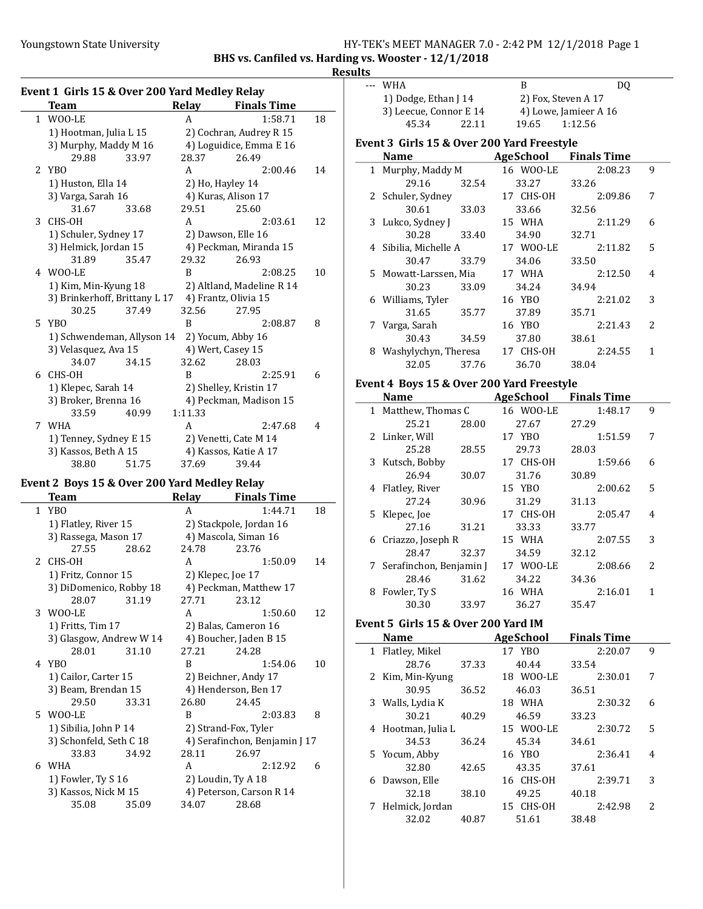BHS vs. Canfiled vs. Harding vs. Wooster - 12/1/2018

**Results**

### Event 1 Girls 15 & Over 200 Yard Medley Relay

| | Team | Relay | Finals Time | |
|---|---|---|---|---|
| 1 | WOO-LE | A | 1:58.71 | 18 |
| | 1) Hootman, Julia L 15 | 2) Cochran, Audrey R 15 | | |
| | 3) Murphy, Maddy M 16 | 4) Loguidice, Emma E 16 | | |
| | 29.88 33.97 | 28.37 26.49 | | |
| 2 | YBO | A | 2:00.46 | 14 |
| | 1) Huston, Ella 14 | 2) Ho, Hayley 14 | | |
| | 3) Varga, Sarah 16 | 4) Kuras, Alison 17 | | |
| | 31.67 33.68 | 29.51 25.60 | | |
| 3 | CHS-OH | A | 2:03.61 | 12 |
| | 1) Schuler, Sydney 17 | 2) Dawson, Elle 16 | | |
| | 3) Helmick, Jordan 15 | 4) Peckman, Miranda 15 | | |
| | 31.89 35.47 | 29.32 26.93 | | |
| 4 | WOO-LE | B | 2:08.25 | 10 |
| | 1) Kim, Min-Kyung 18 | 2) Altland, Madeline R 14 | | |
| | 3) Brinkerhoff, Brittany L 17 | 4) Frantz, Olivia 15 | | |
| | 30.25 37.49 | 32.56 27.95 | | |
| 5 | YBO | B | 2:08.87 | 8 |
| | 1) Schwendeman, Allyson 14 | 2) Yocum, Abby 16 | | |
| | 3) Velasquez, Ava 15 | 4) Wert, Casey 15 | | |
| | 34.07 34.15 | 32.62 28.03 | | |
| 6 | CHS-OH | B | 2:25.91 | 6 |
| | 1) Klepec, Sarah 14 | 2) Shelley, Kristin 17 | | |
| | 3) Broker, Brenna 16 | 4) Peckman, Madison 15 | | |
| | 33.59 40.99 | 1:11.33 | | |
| 7 | WHA | A | 2:47.68 | 4 |
| | 1) Tenney, Sydney E 15 | 2) Venetti, Cate M 14 | | |
| | 3) Kassos, Beth A 15 | 4) Kassos, Katie A 17 | | |
| | 38.80 51.75 | 37.69 39.44 | | |

### Event 2 Boys 15 & Over 200 Yard Medley Relay

| | Team | Relay | Finals Time | |
|---|---|---|---|---|
| 1 | YBO | A | 1:44.71 | 18 |
| | 1) Flatley, River 15 | 2) Stackpole, Jordan 16 | | |
| | 3) Rassega, Mason 17 | 4) Mascola, Siman 16 | | |
| | 27.55 28.62 | 24.78 23.76 | | |
| 2 | CHS-OH | A | 1:50.09 | 14 |
| | 1) Fritz, Connor 15 | 2) Klepec, Joe 17 | | |
| | 3) DiDomenico, Robby 18 | 4) Peckman, Matthew 17 | | |
| | 28.07 31.19 | 27.71 23.12 | | |
| 3 | WOO-LE | A | 1:50.60 | 12 |
| | 1) Fritts, Tim 17 | 2) Balas, Cameron 16 | | |
| | 3) Glasgow, Andrew W 14 | 4) Boucher, Jaden B 15 | | |
| | 28.01 31.10 | 27.21 24.28 | | |
| 4 | YBO | B | 1:54.06 | 10 |
| | 1) Cailor, Carter 15 | 2) Beichner, Andy 17 | | |
| | 3) Beam, Brendan 15 | 4) Henderson, Ben 17 | | |
| | 29.50 33.31 | 26.80 24.45 | | |
| 5 | WOO-LE | B | 2:03.83 | 8 |
| | 1) Sibilia, John P 14 | 2) Strand-Fox, Tyler | | |
| | 3) Schonfeld, Seth C 18 | 4) Serafinchon, Benjamin J 17 | | |
| | 33.83 34.92 | 28.11 26.97 | | |
| 6 | WHA | A | 2:12.92 | 6 |
| | 1) Fowler, Ty S 16 | 2) Loudin, Ty A 18 | | |
| | 3) Kassos, Nick M 15 | 4) Peterson, Carson R 14 | | |
| | 35.08 35.09 | 34.07 28.68 | | |
| --- | WHA | B | DQ | |
| | 1) Dodge, Ethan J 14 | 2) Fox, Steven A 17 | | |
| | 3) Leecue, Connor E 14 | 4) Lowe, Jamieer A 16 | | |
| | 45.34 22.11 | 19.65 1:12.56 | | |

### Event 3 Girls 15 & Over 200 Yard Freestyle

| | Name | Age | School | Finals Time | |
|---|---|---|---|---|---|
| 1 | Murphy, Maddy M | 16 | WOO-LE | 2:08.23 | 9 |
| | 29.16 32.54 | 33.27 | | 33.26 | |
| 2 | Schuler, Sydney | 17 | CHS-OH | 2:09.86 | 7 |
| | 30.61 33.03 | 33.66 | | 32.56 | |
| 3 | Lukco, Sydney J | 15 | WHA | 2:11.29 | 6 |
| | 30.28 33.40 | 34.90 | | 32.71 | |
| 4 | Sibilia, Michelle A | 17 | WOO-LE | 2:11.82 | 5 |
| | 30.47 33.79 | 34.06 | | 33.50 | |
| 5 | Mowatt-Larssen, Mia | 17 | WHA | 2:12.50 | 4 |
| | 30.23 33.09 | 34.24 | | 34.94 | |
| 6 | Williams, Tyler | 16 | YBO | 2:21.02 | 3 |
| | 31.65 35.77 | 37.89 | | 35.71 | |
| 7 | Varga, Sarah | 16 | YBO | 2:21.43 | 2 |
| | 30.43 34.59 | 37.80 | | 38.61 | |
| 8 | Washylychyn, Theresa | 17 | CHS-OH | 2:24.55 | 1 |
| | 32.05 37.76 | 36.70 | | 38.04 | |

### Event 4 Boys 15 & Over 200 Yard Freestyle

| | Name | Age | School | Finals Time | |
|---|---|---|---|---|---|
| 1 | Matthew, Thomas C | 16 | WOO-LE | 1:48.17 | 9 |
| | 25.21 28.00 | 27.67 | | 27.29 | |
| 2 | Linker, Will | 17 | YBO | 1:51.59 | 7 |
| | 25.28 28.55 | 29.73 | | 28.03 | |
| 3 | Kutsch, Bobby | 17 | CHS-OH | 1:59.66 | 6 |
| | 26.94 30.07 | 31.76 | | 30.89 | |
| 4 | Flatley, River | 15 | YBO | 2:00.62 | 5 |
| | 27.24 30.96 | 31.29 | | 31.13 | |
| 5 | Klepec, Joe | 17 | CHS-OH | 2:05.47 | 4 |
| | 27.16 31.21 | 33.33 | | 33.77 | |
| 6 | Criazzo, Joseph R | 15 | WHA | 2:07.55 | 3 |
| | 28.47 32.37 | 34.59 | | 32.12 | |
| 7 | Serafinchon, Benjamin J | 17 | WOO-LE | 2:08.66 | 2 |
| | 28.46 31.62 | 34.22 | | 34.36 | |
| 8 | Fowler, Ty S | 16 | WHA | 2:16.01 | 1 |
| | 30.30 33.97 | 36.27 | | 35.47 | |

### Event 5 Girls 15 & Over 200 Yard IM

| | Name | Age | School | Finals Time | |
|---|---|---|---|---|---|
| 1 | Flatley, Mikel | 17 | YBO | 2:20.07 | 9 |
| | 28.76 37.33 | 40.44 | | 33.54 | |
| 2 | Kim, Min-Kyung | 18 | WOO-LE | 2:30.01 | 7 |
| | 30.95 36.52 | 46.03 | | 36.51 | |
| 3 | Walls, Lydia K | 18 | WHA | 2:30.32 | 6 |
| | 30.21 40.29 | 46.59 | | 33.23 | |
| 4 | Hootman, Julia L | 15 | WOO-LE | 2:30.72 | 5 |
| | 34.53 36.24 | 45.34 | | 34.61 | |
| 5 | Yocum, Abby | 16 | YBO | 2:36.41 | 4 |
| | 32.80 42.65 | 43.35 | | 37.61 | |
| 6 | Dawson, Elle | 16 | CHS-OH | 2:39.71 | 3 |
| | 32.18 38.10 | 49.25 | | 40.18 | |
| 7 | Helmick, Jordan | 15 | CHS-OH | 2:42.98 | 2 |
| | 32.02 40.87 | 51.61 | | 38.48 | |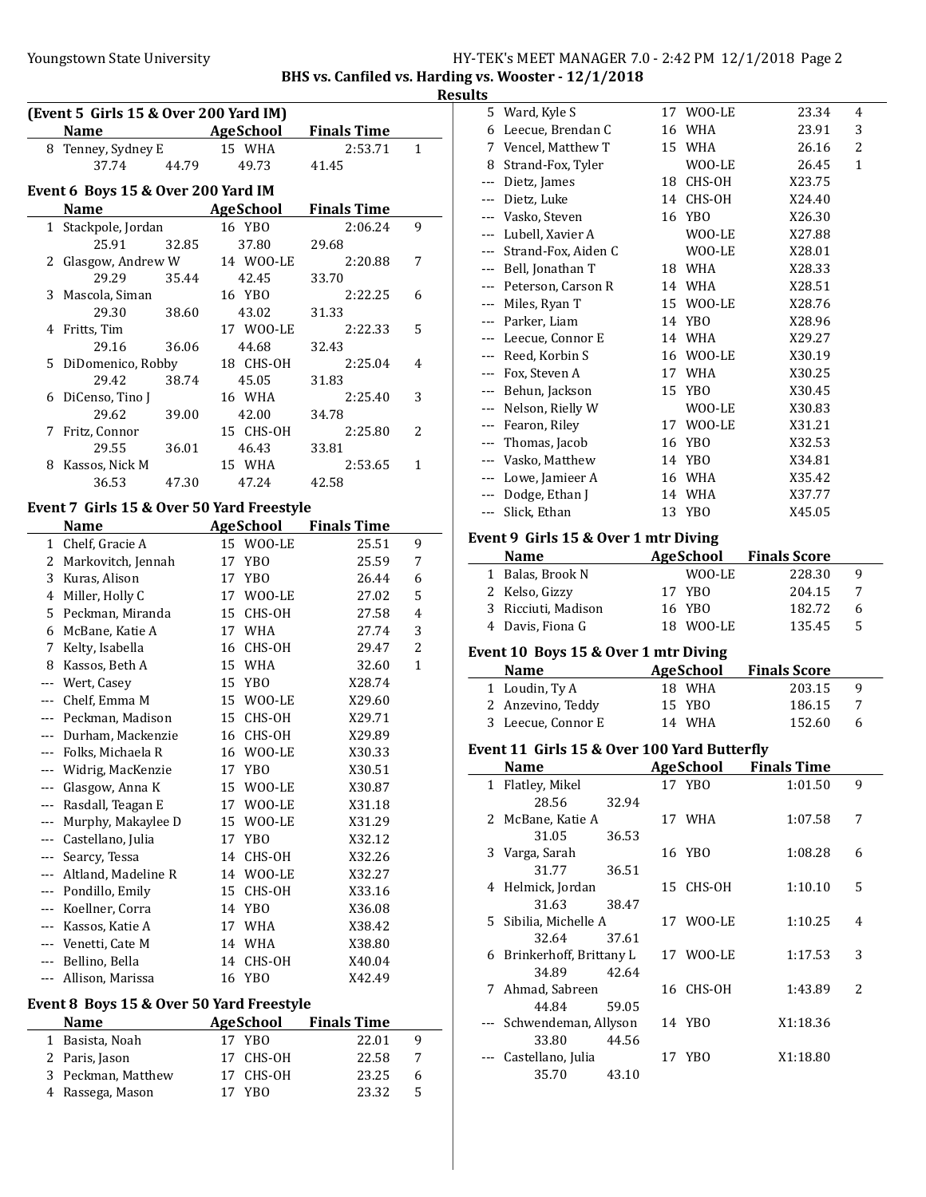BHS vs. Canfiled vs. Harding vs. Wooster - 12/1/2018

Results

**(Event 5 Girls 15 & Over 200 Yard IM)**

| | Name | Age | School | Finals Time | Points |
|---|---|---|---|---|---|
| 8 | Tenney, Sydney E | 15 | WHA | 2:53.71 | 1 |
| | 37.74 | 44.79 | 49.73 | 41.45 | |

**Event 6 Boys 15 & Over 200 Yard IM**

| | Name | Age | School | Finals Time | Points |
|---|---|---|---|---|---|
| 1 | Stackpole, Jordan | 16 | YBO | 2:06.24 | 9 |
| | 25.91 | 32.85 | 37.80 | 29.68 | |
| 2 | Glasgow, Andrew W | 14 | WOO-LE | 2:20.88 | 7 |
| | 29.29 | 35.44 | 42.45 | 33.70 | |
| 3 | Mascola, Siman | 16 | YBO | 2:22.25 | 6 |
| | 29.30 | 38.60 | 43.02 | 31.33 | |
| 4 | Fritts, Tim | 17 | WOO-LE | 2:22.33 | 5 |
| | 29.16 | 36.06 | 44.68 | 32.43 | |
| 5 | DiDomenico, Robby | 18 | CHS-OH | 2:25.04 | 4 |
| | 29.42 | 38.74 | 45.05 | 31.83 | |
| 6 | DiCenso, Tino J | 16 | WHA | 2:25.40 | 3 |
| | 29.62 | 39.00 | 42.00 | 34.78 | |
| 7 | Fritz, Connor | 15 | CHS-OH | 2:25.80 | 2 |
| | 29.55 | 36.01 | 46.43 | 33.81 | |
| 8 | Kassos, Nick M | 15 | WHA | 2:53.65 | 1 |
| | 36.53 | 47.30 | 47.24 | 42.58 | |

**Event 7 Girls 15 & Over 50 Yard Freestyle**

| | Name | Age | School | Finals Time | Points |
|---|---|---|---|---|---|
| 1 | Chelf, Gracie A | 15 | WOO-LE | 25.51 | 9 |
| 2 | Markovitch, Jennah | 17 | YBO | 25.59 | 7 |
| 3 | Kuras, Alison | 17 | YBO | 26.44 | 6 |
| 4 | Miller, Holly C | 17 | WOO-LE | 27.02 | 5 |
| 5 | Peckman, Miranda | 15 | CHS-OH | 27.58 | 4 |
| 6 | McBane, Katie A | 17 | WHA | 27.74 | 3 |
| 7 | Kelty, Isabella | 16 | CHS-OH | 29.47 | 2 |
| 8 | Kassos, Beth A | 15 | WHA | 32.60 | 1 |
| --- | Wert, Casey | 15 | YBO | X28.74 | |
| --- | Chelf, Emma M | 15 | WOO-LE | X29.60 | |
| --- | Peckman, Madison | 15 | CHS-OH | X29.71 | |
| --- | Durham, Mackenzie | 16 | CHS-OH | X29.89 | |
| --- | Folks, Michaela R | 16 | WOO-LE | X30.33 | |
| --- | Widrig, MacKenzie | 17 | YBO | X30.51 | |
| --- | Glasgow, Anna K | 15 | WOO-LE | X30.87 | |
| --- | Rasdall, Teagan E | 17 | WOO-LE | X31.18 | |
| --- | Murphy, Makaylee D | 15 | WOO-LE | X31.29 | |
| --- | Castellano, Julia | 17 | YBO | X32.12 | |
| --- | Searcy, Tessa | 14 | CHS-OH | X32.26 | |
| --- | Altland, Madeline R | 14 | WOO-LE | X32.27 | |
| --- | Pondillo, Emily | 15 | CHS-OH | X33.16 | |
| --- | Koellner, Corra | 14 | YBO | X36.08 | |
| --- | Kassos, Katie A | 17 | WHA | X38.42 | |
| --- | Venetti, Cate M | 14 | WHA | X38.80 | |
| --- | Bellino, Bella | 14 | CHS-OH | X40.04 | |
| --- | Allison, Marissa | 16 | YBO | X42.49 | |

**Event 8 Boys 15 & Over 50 Yard Freestyle**

| | Name | Age | School | Finals Time | Points |
|---|---|---|---|---|---|
| 1 | Basista, Noah | 17 | YBO | 22.01 | 9 |
| 2 | Paris, Jason | 17 | CHS-OH | 22.58 | 7 |
| 3 | Peckman, Matthew | 17 | CHS-OH | 23.25 | 6 |
| 4 | Rassega, Mason | 17 | YBO | 23.32 | 5 |
| 5 | Ward, Kyle S | 17 | WOO-LE | 23.34 | 4 |
| 6 | Leecue, Brendan C | 16 | WHA | 23.91 | 3 |
| 7 | Vencel, Matthew T | 15 | WHA | 26.16 | 2 |
| 8 | Strand-Fox, Tyler | | WOO-LE | 26.45 | 1 |
| --- | Dietz, James | 18 | CHS-OH | X23.75 | |
| --- | Dietz, Luke | 14 | CHS-OH | X24.40 | |
| --- | Vasko, Steven | 16 | YBO | X26.30 | |
| --- | Lubell, Xavier A | | WOO-LE | X27.88 | |
| --- | Strand-Fox, Aiden C | | WOO-LE | X28.01 | |
| --- | Bell, Jonathan T | 18 | WHA | X28.33 | |
| --- | Peterson, Carson R | 14 | WHA | X28.51 | |
| --- | Miles, Ryan T | 15 | WOO-LE | X28.76 | |
| --- | Parker, Liam | 14 | YBO | X28.96 | |
| --- | Leecue, Connor E | 14 | WHA | X29.27 | |
| --- | Reed, Korbin S | 16 | WOO-LE | X30.19 | |
| --- | Fox, Steven A | 17 | WHA | X30.25 | |
| --- | Behun, Jackson | 15 | YBO | X30.45 | |
| --- | Nelson, Rielly W | | WOO-LE | X30.83 | |
| --- | Fearon, Riley | 17 | WOO-LE | X31.21 | |
| --- | Thomas, Jacob | 16 | YBO | X32.53 | |
| --- | Vasko, Matthew | 14 | YBO | X34.81 | |
| --- | Lowe, Jamieer A | 16 | WHA | X35.42 | |
| --- | Dodge, Ethan J | 14 | WHA | X37.77 | |
| --- | Slick, Ethan | 13 | YBO | X45.05 | |

**Event 9 Girls 15 & Over 1 mtr Diving**

| | Name | Age | School | Finals Score | Points |
|---|---|---|---|---|---|
| 1 | Balas, Brook N | | WOO-LE | 228.30 | 9 |
| 2 | Kelso, Gizzy | 17 | YBO | 204.15 | 7 |
| 3 | Ricciuti, Madison | 16 | YBO | 182.72 | 6 |
| 4 | Davis, Fiona G | 18 | WOO-LE | 135.45 | 5 |

**Event 10 Boys 15 & Over 1 mtr Diving**

| | Name | Age | School | Finals Score | Points |
|---|---|---|---|---|---|
| 1 | Loudin, Ty A | 18 | WHA | 203.15 | 9 |
| 2 | Anzevino, Teddy | 15 | YBO | 186.15 | 7 |
| 3 | Leecue, Connor E | 14 | WHA | 152.60 | 6 |

**Event 11 Girls 15 & Over 100 Yard Butterfly**

| | Name | Age | School | Finals Time | Points |
|---|---|---|---|---|---|
| 1 | Flatley, Mikel | 17 | YBO | 1:01.50 | 9 |
| | 28.56 | 32.94 | | | |
| 2 | McBane, Katie A | 17 | WHA | 1:07.58 | 7 |
| | 31.05 | 36.53 | | | |
| 3 | Varga, Sarah | 16 | YBO | 1:08.28 | 6 |
| | 31.77 | 36.51 | | | |
| 4 | Helmick, Jordan | 15 | CHS-OH | 1:10.10 | 5 |
| | 31.63 | 38.47 | | | |
| 5 | Sibilia, Michelle A | 17 | WOO-LE | 1:10.25 | 4 |
| | 32.64 | 37.61 | | | |
| 6 | Brinkerhoff, Brittany L | 17 | WOO-LE | 1:17.53 | 3 |
| | 34.89 | 42.64 | | | |
| 7 | Ahmad, Sabreen | 16 | CHS-OH | 1:43.89 | 2 |
| | 44.84 | 59.05 | | | |
| --- | Schwendeman, Allyson | 14 | YBO | X1:18.36 | |
| | 33.80 | 44.56 | | | |
| --- | Castellano, Julia | 17 | YBO | X1:18.80 | |
| | 35.70 | 43.10 | | | |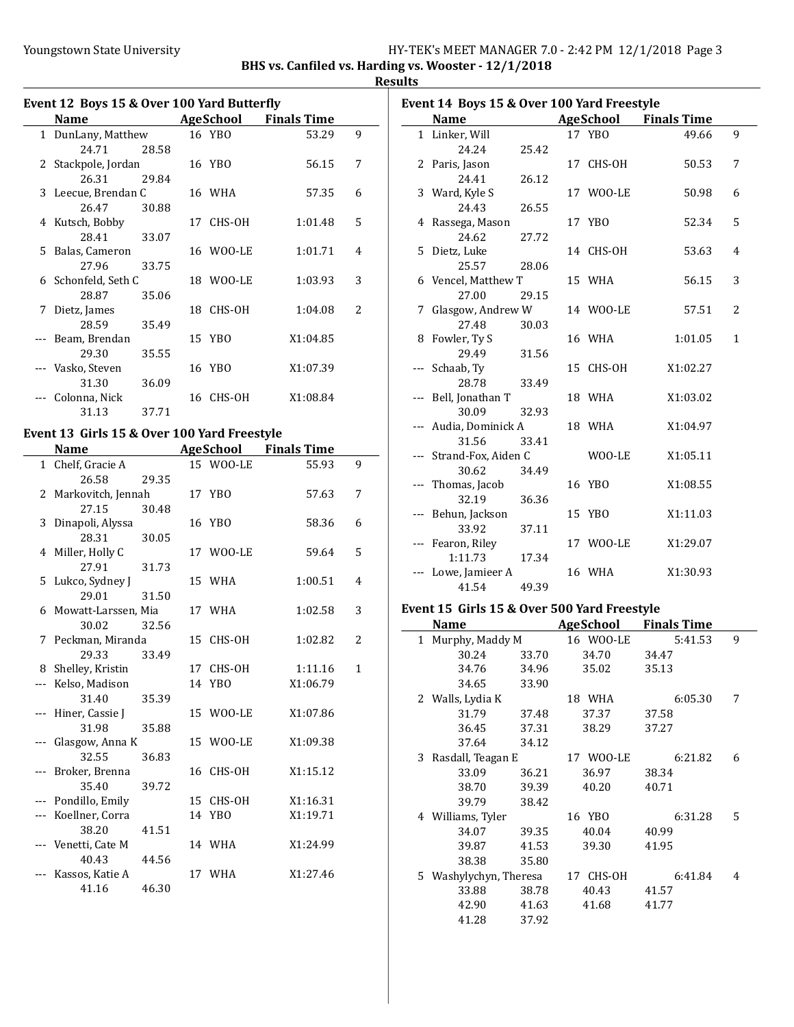## BHS vs. Canfiled vs. Harding vs. Wooster - 12/1/2018

### Results

#### Event 12 Boys 15 & Over 100 Yard Butterfly

| | Name | Age | School | Finals Time | |
|---|---|---|---|---|---|
| 1 | DunLany, Matthew | 16 | YBO | 53.29 | 9 |
| | 24.71 28.58 | | | | |
| 2 | Stackpole, Jordan | 16 | YBO | 56.15 | 7 |
| | 26.31 29.84 | | | | |
| 3 | Leecue, Brendan C | 16 | WHA | 57.35 | 6 |
| | 26.47 30.88 | | | | |
| 4 | Kutsch, Bobby | 17 | CHS-OH | 1:01.48 | 5 |
| | 28.41 33.07 | | | | |
| 5 | Balas, Cameron | 16 | WOO-LE | 1:01.71 | 4 |
| | 27.96 33.75 | | | | |
| 6 | Schonfeld, Seth C | 18 | WOO-LE | 1:03.93 | 3 |
| | 28.87 35.06 | | | | |
| 7 | Dietz, James | 18 | CHS-OH | 1:04.08 | 2 |
| | 28.59 35.49 | | | | |
| --- | Beam, Brendan | 15 | YBO | X1:04.85 | |
| | 29.30 35.55 | | | | |
| --- | Vasko, Steven | 16 | YBO | X1:07.39 | |
| | 31.30 36.09 | | | | |
| --- | Colonna, Nick | 16 | CHS-OH | X1:08.84 | |
| | 31.13 37.71 | | | | |

#### Event 13 Girls 15 & Over 100 Yard Freestyle

| | Name | Age | School | Finals Time | |
|---|---|---|---|---|---|
| 1 | Chelf, Gracie A | 15 | WOO-LE | 55.93 | 9 |
| | 26.58 29.35 | | | | |
| 2 | Markovitch, Jennah | 17 | YBO | 57.63 | 7 |
| | 27.15 30.48 | | | | |
| 3 | Dinapoli, Alyssa | 16 | YBO | 58.36 | 6 |
| | 28.31 30.05 | | | | |
| 4 | Miller, Holly C | 17 | WOO-LE | 59.64 | 5 |
| | 27.91 31.73 | | | | |
| 5 | Lukco, Sydney J | 15 | WHA | 1:00.51 | 4 |
| | 29.01 31.50 | | | | |
| 6 | Mowatt-Larssen, Mia | 17 | WHA | 1:02.58 | 3 |
| | 30.02 32.56 | | | | |
| 7 | Peckman, Miranda | 15 | CHS-OH | 1:02.82 | 2 |
| | 29.33 33.49 | | | | |
| 8 | Shelley, Kristin | 17 | CHS-OH | 1:11.16 | 1 |
| --- | Kelso, Madison | 14 | YBO | X1:06.79 | |
| | 31.40 35.39 | | | | |
| --- | Hiner, Cassie J | 15 | WOO-LE | X1:07.86 | |
| | 31.98 35.88 | | | | |
| --- | Glasgow, Anna K | 15 | WOO-LE | X1:09.38 | |
| | 32.55 36.83 | | | | |
| --- | Broker, Brenna | 16 | CHS-OH | X1:15.12 | |
| | 35.40 39.72 | | | | |
| --- | Pondillo, Emily | 15 | CHS-OH | X1:16.31 | |
| --- | Koellner, Corra | 14 | YBO | X1:19.71 | |
| | 38.20 41.51 | | | | |
| --- | Venetti, Cate M | 14 | WHA | X1:24.99 | |
| | 40.43 44.56 | | | | |
| --- | Kassos, Katie A | 17 | WHA | X1:27.46 | |
| | 41.16 46.30 | | | | |

#### Event 14 Boys 15 & Over 100 Yard Freestyle

| | Name | Age | School | Finals Time | |
|---|---|---|---|---|---|
| 1 | Linker, Will | 17 | YBO | 49.66 | 9 |
| | 24.24 25.42 | | | | |
| 2 | Paris, Jason | 17 | CHS-OH | 50.53 | 7 |
| | 24.41 26.12 | | | | |
| 3 | Ward, Kyle S | 17 | WOO-LE | 50.98 | 6 |
| | 24.43 26.55 | | | | |
| 4 | Rassega, Mason | 17 | YBO | 52.34 | 5 |
| | 24.62 27.72 | | | | |
| 5 | Dietz, Luke | 14 | CHS-OH | 53.63 | 4 |
| | 25.57 28.06 | | | | |
| 6 | Vencel, Matthew T | 15 | WHA | 56.15 | 3 |
| | 27.00 29.15 | | | | |
| 7 | Glasgow, Andrew W | 14 | WOO-LE | 57.51 | 2 |
| | 27.48 30.03 | | | | |
| 8 | Fowler, Ty S | 16 | WHA | 1:01.05 | 1 |
| | 29.49 31.56 | | | | |
| --- | Schaab, Ty | 15 | CHS-OH | X1:02.27 | |
| | 28.78 33.49 | | | | |
| --- | Bell, Jonathan T | 18 | WHA | X1:03.02 | |
| | 30.09 32.93 | | | | |
| --- | Audia, Dominick A | 18 | WHA | X1:04.97 | |
| | 31.56 33.41 | | | | |
| --- | Strand-Fox, Aiden C | | WOO-LE | X1:05.11 | |
| | 30.62 34.49 | | | | |
| --- | Thomas, Jacob | 16 | YBO | X1:08.55 | |
| | 32.19 36.36 | | | | |
| --- | Behun, Jackson | 15 | YBO | X1:11.03 | |
| | 33.92 37.11 | | | | |
| --- | Fearon, Riley | 17 | WOO-LE | X1:29.07 | |
| | 1:11.73 17.34 | | | | |
| --- | Lowe, Jamieer A | 16 | WHA | X1:30.93 | |
| | 41.54 49.39 | | | | |

#### Event 15 Girls 15 & Over 500 Yard Freestyle

| | Name | Age | School | Finals Time | |
|---|---|---|---|---|---|
| 1 | Murphy, Maddy M | 16 | WOO-LE | 5:41.53 | 9 |
| | 30.24 33.70 34.70 34.47 | | | | |
| | 34.76 34.96 35.02 35.13 | | | | |
| | 34.65 33.90 | | | | |
| 2 | Walls, Lydia K | 18 | WHA | 6:05.30 | 7 |
| | 31.79 37.48 37.37 37.58 | | | | |
| | 36.45 37.31 38.29 37.27 | | | | |
| | 37.64 34.12 | | | | |
| 3 | Rasdall, Teagan E | 17 | WOO-LE | 6:21.82 | 6 |
| | 33.09 36.21 36.97 38.34 | | | | |
| | 38.70 39.39 40.20 40.71 | | | | |
| | 39.79 38.42 | | | | |
| 4 | Williams, Tyler | 16 | YBO | 6:31.28 | 5 |
| | 34.07 39.35 40.04 40.99 | | | | |
| | 39.87 41.53 39.30 41.95 | | | | |
| | 38.38 35.80 | | | | |
| 5 | Washylychyn, Theresa | 17 | CHS-OH | 6:41.84 | 4 |
| | 33.88 38.78 40.43 41.57 | | | | |
| | 42.90 41.63 41.68 41.77 | | | | |
| | 41.28 37.92 | | | | |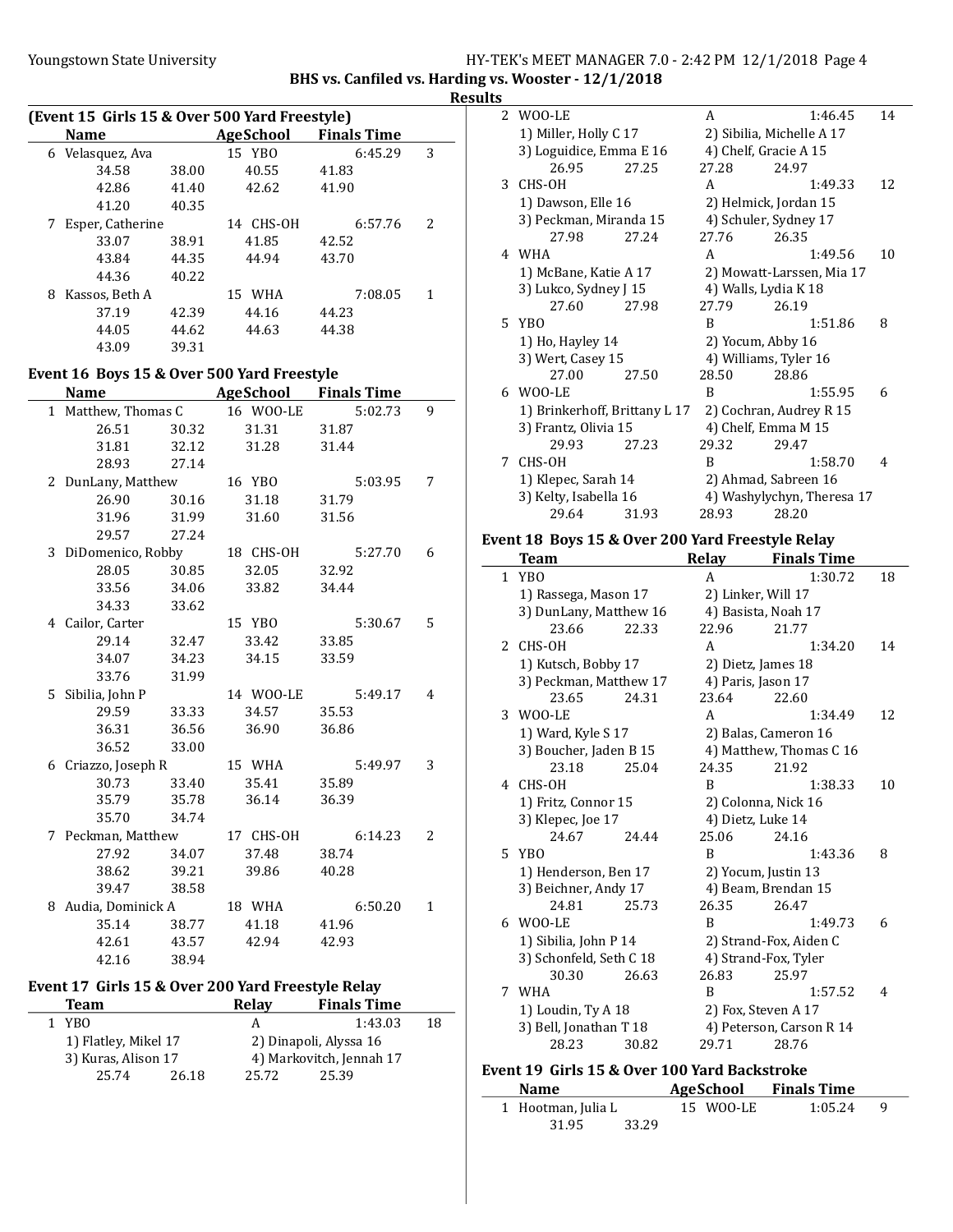BHS vs. Canfiled vs. Harding vs. Wooster - 12/1/2018

Results

## (Event 15 Girls 15 & Over 500 Yard Freestyle)

| | Name | Age | School | Finals Time | |
|---|---|---|---|---|---|
| 6 | Velasquez, Ava | 15 | YBO | 6:45.29 | 3 |
| | 34.58 38.00 40.55 41.83 42.86 41.40 42.62 41.90 41.20 40.35 | | | | |
| 7 | Esper, Catherine | 14 | CHS-OH | 6:57.76 | 2 |
| | 33.07 38.91 41.85 42.52 43.84 44.35 44.94 43.70 44.36 40.22 | | | | |
| 8 | Kassos, Beth A | 15 | WHA | 7:08.05 | 1 |
| | 37.19 42.39 44.16 44.23 44.05 44.62 44.63 44.38 43.09 39.31 | | | | |

## Event 16 Boys 15 & Over 500 Yard Freestyle

| | Name | Age | School | Finals Time | |
|---|---|---|---|---|---|
| 1 | Matthew, Thomas C | 16 | WOO-LE | 5:02.73 | 9 |
| | 26.51 30.32 31.31 31.87 31.81 32.12 31.28 31.44 28.93 27.14 | | | | |
| 2 | DunLany, Matthew | 16 | YBO | 5:03.95 | 7 |
| | 26.90 30.16 31.18 31.79 31.96 31.99 31.60 31.56 29.57 27.24 | | | | |
| 3 | DiDomenico, Robby | 18 | CHS-OH | 5:27.70 | 6 |
| | 28.05 30.85 32.05 32.92 33.56 34.06 33.82 34.44 34.33 33.62 | | | | |
| 4 | Cailor, Carter | 15 | YBO | 5:30.67 | 5 |
| | 29.14 32.47 33.42 33.85 34.07 34.23 34.15 33.59 33.76 31.99 | | | | |
| 5 | Sibilia, John P | 14 | WOO-LE | 5:49.17 | 4 |
| | 29.59 33.33 34.57 35.53 36.31 36.56 36.90 36.86 36.52 33.00 | | | | |
| 6 | Criazzo, Joseph R | 15 | WHA | 5:49.97 | 3 |
| | 30.73 33.40 35.41 35.89 35.79 35.78 36.14 36.39 35.70 34.74 | | | | |
| 7 | Peckman, Matthew | 17 | CHS-OH | 6:14.23 | 2 |
| | 27.92 34.07 37.48 38.74 38.62 39.21 39.86 40.28 39.47 38.58 | | | | |
| 8 | Audia, Dominick A | 18 | WHA | 6:50.20 | 1 |
| | 35.14 38.77 41.18 41.96 42.61 43.57 42.94 42.93 42.16 38.94 | | | | |

## Event 17 Girls 15 & Over 200 Yard Freestyle Relay

| | Team | Relay | Finals Time | |
|---|---|---|---|---|
| 1 | YBO | A | 1:43.03 | 18 |
| | 1) Flatley, Mikel 17; 2) Dinapoli, Alyssa 16; 3) Kuras, Alison 17; 4) Markovitch, Jennah 17 | | | |
| | 25.74 26.18 25.72 25.39 | | | |
| 2 | WOO-LE | A | 1:46.45 | 14 |
| | 1) Miller, Holly C 17; 2) Sibilia, Michelle A 17; 3) Loguidice, Emma E 16; 4) Chelf, Gracie A 15 | | | |
| | 26.95 27.25 27.28 24.97 | | | |
| 3 | CHS-OH | A | 1:49.33 | 12 |
| | 1) Dawson, Elle 16; 2) Helmick, Jordan 15; 3) Peckman, Miranda 15; 4) Schuler, Sydney 17 | | | |
| | 27.98 27.24 27.76 26.35 | | | |
| 4 | WHA | A | 1:49.56 | 10 |
| | 1) McBane, Katie A 17; 2) Mowatt-Larssen, Mia 17; 3) Lukco, Sydney J 15; 4) Walls, Lydia K 18 | | | |
| | 27.60 27.98 27.79 26.19 | | | |
| 5 | YBO | B | 1:51.86 | 8 |
| | 1) Ho, Hayley 14; 2) Yocum, Abby 16; 3) Wert, Casey 15; 4) Williams, Tyler 16 | | | |
| | 27.00 27.50 28.50 28.86 | | | |
| 6 | WOO-LE | B | 1:55.95 | 6 |
| | 1) Brinkerhoff, Brittany L 17; 2) Cochran, Audrey R 15; 3) Frantz, Olivia 15; 4) Chelf, Emma M 15 | | | |
| | 29.93 27.23 29.32 29.47 | | | |
| 7 | CHS-OH | B | 1:58.70 | 4 |
| | 1) Klepec, Sarah 14; 2) Ahmad, Sabreen 16; 3) Kelty, Isabella 16; 4) Washylychyn, Theresa 17 | | | |
| | 29.64 31.93 28.93 28.20 | | | |

## Event 18 Boys 15 & Over 200 Yard Freestyle Relay

| | Team | Relay | Finals Time | |
|---|---|---|---|---|
| 1 | YBO | A | 1:30.72 | 18 |
| | 1) Rassega, Mason 17; 2) Linker, Will 17; 3) DunLany, Matthew 16; 4) Basista, Noah 17 | | | |
| | 23.66 22.33 22.96 21.77 | | | |
| 2 | CHS-OH | A | 1:34.20 | 14 |
| | 1) Kutsch, Bobby 17; 2) Dietz, James 18; 3) Peckman, Matthew 17; 4) Paris, Jason 17 | | | |
| | 23.65 24.31 23.64 22.60 | | | |
| 3 | WOO-LE | A | 1:34.49 | 12 |
| | 1) Ward, Kyle S 17; 2) Balas, Cameron 16; 3) Boucher, Jaden B 15; 4) Matthew, Thomas C 16 | | | |
| | 23.18 25.04 24.35 21.92 | | | |
| 4 | CHS-OH | B | 1:38.33 | 10 |
| | 1) Fritz, Connor 15; 2) Colonna, Nick 16; 3) Klepec, Joe 17; 4) Dietz, Luke 14 | | | |
| | 24.67 24.44 25.06 24.16 | | | |
| 5 | YBO | B | 1:43.36 | 8 |
| | 1) Henderson, Ben 17; 2) Yocum, Justin 13; 3) Beichner, Andy 17; 4) Beam, Brendan 15 | | | |
| | 24.81 25.73 26.35 26.47 | | | |
| 6 | WOO-LE | B | 1:49.73 | 6 |
| | 1) Sibilia, John P 14; 2) Strand-Fox, Aiden C; 3) Schonfeld, Seth C 18; 4) Strand-Fox, Tyler | | | |
| | 30.30 26.63 26.83 25.97 | | | |
| 7 | WHA | B | 1:57.52 | 4 |
| | 1) Loudin, Ty A 18; 2) Fox, Steven A 17; 3) Bell, Jonathan T 18; 4) Peterson, Carson R 14 | | | |
| | 28.23 30.82 29.71 28.76 | | | |

## Event 19 Girls 15 & Over 100 Yard Backstroke

| | Name | Age | School | Finals Time | |
|---|---|---|---|---|---|
| 1 | Hootman, Julia L | 15 | WOO-LE | 1:05.24 | 9 |
| | 31.95 33.29 | | | | |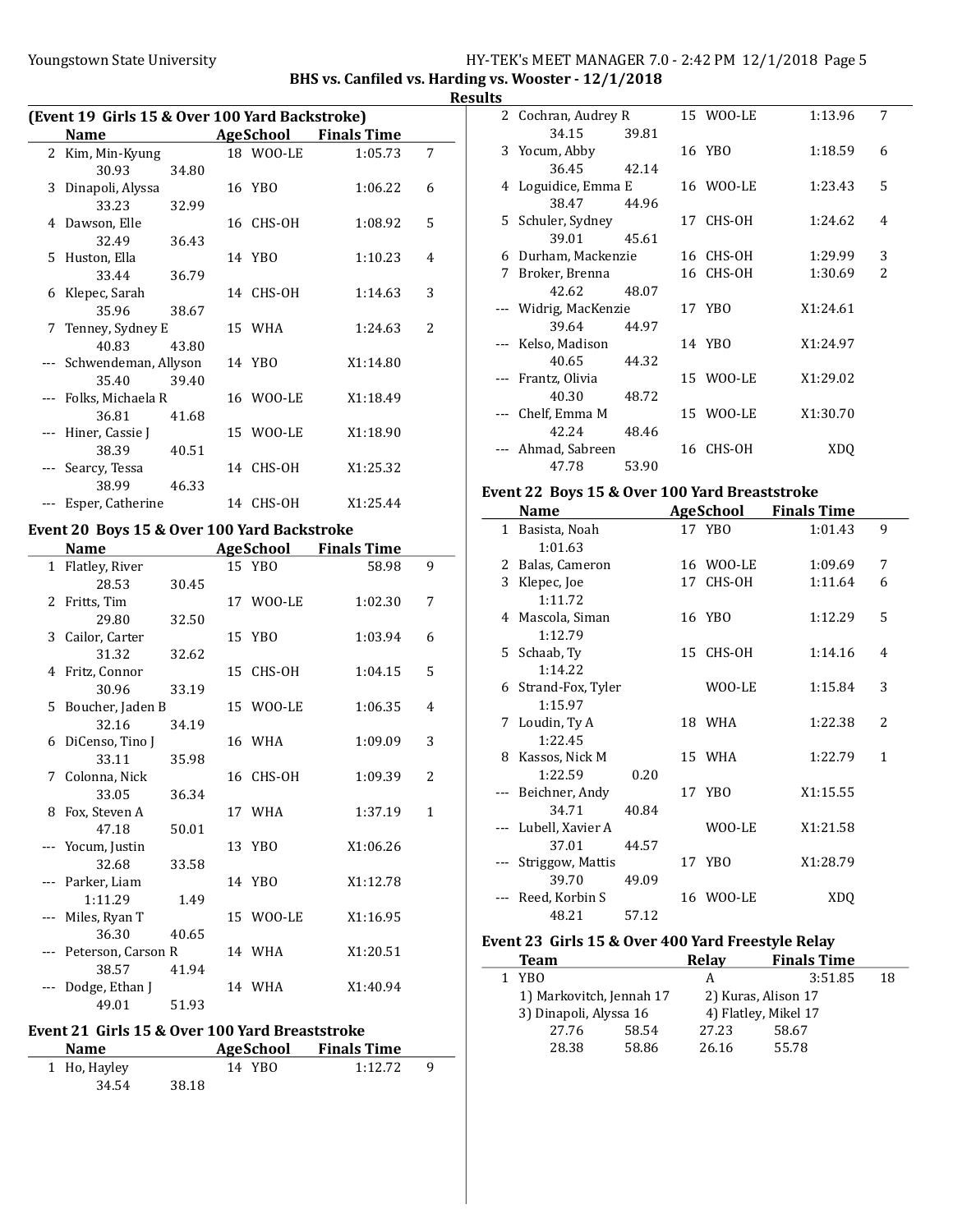BHS vs. Canfiled vs. Harding vs. Wooster - 12/1/2018

**Results**

### (Event 19 Girls 15 & Over 100 Yard Backstroke)

| | Name | Age | School | Finals Time | |
|---|---|---|---|---|---|
| 2 | Kim, Min-Kyung | 18 | WOO-LE | 1:05.73 | 7 |
| | 30.93 34.80 | | | | |
| 3 | Dinapoli, Alyssa | 16 | YBO | 1:06.22 | 6 |
| | 33.23 32.99 | | | | |
| 4 | Dawson, Elle | 16 | CHS-OH | 1:08.92 | 5 |
| | 32.49 36.43 | | | | |
| 5 | Huston, Ella | 14 | YBO | 1:10.23 | 4 |
| | 33.44 36.79 | | | | |
| 6 | Klepec, Sarah | 14 | CHS-OH | 1:14.63 | 3 |
| | 35.96 38.67 | | | | |
| 7 | Tenney, Sydney E | 15 | WHA | 1:24.63 | 2 |
| | 40.83 43.80 | | | | |
| --- | Schwendeman, Allyson | 14 | YBO | X1:14.80 | |
| | 35.40 39.40 | | | | |
| --- | Folks, Michaela R | 16 | WOO-LE | X1:18.49 | |
| | 36.81 41.68 | | | | |
| --- | Hiner, Cassie J | 15 | WOO-LE | X1:18.90 | |
| | 38.39 40.51 | | | | |
| --- | Searcy, Tessa | 14 | CHS-OH | X1:25.32 | |
| | 38.99 46.33 | | | | |
| --- | Esper, Catherine | 14 | CHS-OH | X1:25.44 | |

### Event 20 Boys 15 & Over 100 Yard Backstroke

| | Name | Age | School | Finals Time | |
|---|---|---|---|---|---|
| 1 | Flatley, River | 15 | YBO | 58.98 | 9 |
| | 28.53 30.45 | | | | |
| 2 | Fritts, Tim | 17 | WOO-LE | 1:02.30 | 7 |
| | 29.80 32.50 | | | | |
| 3 | Cailor, Carter | 15 | YBO | 1:03.94 | 6 |
| | 31.32 32.62 | | | | |
| 4 | Fritz, Connor | 15 | CHS-OH | 1:04.15 | 5 |
| | 30.96 33.19 | | | | |
| 5 | Boucher, Jaden B | 15 | WOO-LE | 1:06.35 | 4 |
| | 32.16 34.19 | | | | |
| 6 | DiCenso, Tino J | 16 | WHA | 1:09.09 | 3 |
| | 33.11 35.98 | | | | |
| 7 | Colonna, Nick | 16 | CHS-OH | 1:09.39 | 2 |
| | 33.05 36.34 | | | | |
| 8 | Fox, Steven A | 17 | WHA | 1:37.19 | 1 |
| | 47.18 50.01 | | | | |
| --- | Yocum, Justin | 13 | YBO | X1:06.26 | |
| | 32.68 33.58 | | | | |
| --- | Parker, Liam | 14 | YBO | X1:12.78 | |
| | 1:11.29 1.49 | | | | |
| --- | Miles, Ryan T | 15 | WOO-LE | X1:16.95 | |
| | 36.30 40.65 | | | | |
| --- | Peterson, Carson R | 14 | WHA | X1:20.51 | |
| | 38.57 41.94 | | | | |
| --- | Dodge, Ethan J | 14 | WHA | X1:40.94 | |
| | 49.01 51.93 | | | | |

### Event 21 Girls 15 & Over 100 Yard Breaststroke

| | Name | Age | School | Finals Time | |
|---|---|---|---|---|---|
| 1 | Ho, Hayley | 14 | YBO | 1:12.72 | 9 |
| | 34.54 38.18 | | | | |
| 2 | Cochran, Audrey R | 15 | WOO-LE | 1:13.96 | 7 |
| | 34.15 39.81 | | | | |
| 3 | Yocum, Abby | 16 | YBO | 1:18.59 | 6 |
| | 36.45 42.14 | | | | |
| 4 | Loguidice, Emma E | 16 | WOO-LE | 1:23.43 | 5 |
| | 38.47 44.96 | | | | |
| 5 | Schuler, Sydney | 17 | CHS-OH | 1:24.62 | 4 |
| | 39.01 45.61 | | | | |
| 6 | Durham, Mackenzie | 16 | CHS-OH | 1:29.99 | 3 |
| 7 | Broker, Brenna | 16 | CHS-OH | 1:30.69 | 2 |
| | 42.62 48.07 | | | | |
| --- | Widrig, MacKenzie | 17 | YBO | X1:24.61 | |
| | 39.64 44.97 | | | | |
| --- | Kelso, Madison | 14 | YBO | X1:24.97 | |
| | 40.65 44.32 | | | | |
| --- | Frantz, Olivia | 15 | WOO-LE | X1:29.02 | |
| | 40.30 48.72 | | | | |
| --- | Chelf, Emma M | 15 | WOO-LE | X1:30.70 | |
| | 42.24 48.46 | | | | |
| --- | Ahmad, Sabreen | 16 | CHS-OH | XDQ | |
| | 47.78 53.90 | | | | |

### Event 22 Boys 15 & Over 100 Yard Breaststroke

| | Name | Age | School | Finals Time | |
|---|---|---|---|---|---|
| 1 | Basista, Noah | 17 | YBO | 1:01.43 | 9 |
| | 1:01.63 | | | | |
| 2 | Balas, Cameron | 16 | WOO-LE | 1:09.69 | 7 |
| 3 | Klepec, Joe | 17 | CHS-OH | 1:11.64 | 6 |
| | 1:11.72 | | | | |
| 4 | Mascola, Siman | 16 | YBO | 1:12.29 | 5 |
| | 1:12.79 | | | | |
| 5 | Schaab, Ty | 15 | CHS-OH | 1:14.16 | 4 |
| | 1:14.22 | | | | |
| 6 | Strand-Fox, Tyler | | WOO-LE | 1:15.84 | 3 |
| | 1:15.97 | | | | |
| 7 | Loudin, Ty A | 18 | WHA | 1:22.38 | 2 |
| | 1:22.45 | | | | |
| 8 | Kassos, Nick M | 15 | WHA | 1:22.79 | 1 |
| | 1:22.59 0.20 | | | | |
| --- | Beichner, Andy | 17 | YBO | X1:15.55 | |
| | 34.71 40.84 | | | | |
| --- | Lubell, Xavier A | | WOO-LE | X1:21.58 | |
| | 37.01 44.57 | | | | |
| --- | Striggow, Mattis | 17 | YBO | X1:28.79 | |
| | 39.70 49.09 | | | | |
| --- | Reed, Korbin S | 16 | WOO-LE | XDQ | |
| | 48.21 57.12 | | | | |

### Event 23 Girls 15 & Over 400 Yard Freestyle Relay

| | Team | Relay | Finals Time | |
|---|---|---|---|---|
| 1 | YBO | A | 3:51.85 | 18 |
| | 1) Markovitch, Jennah 17 | 2) Kuras, Alison 17 | | |
| | 3) Dinapoli, Alyssa 16 | 4) Flatley, Mikel 17 | | |
| | 27.76 58.54 | 27.23 58.67 | | |
| | 28.38 58.86 | 26.16 55.78 | | |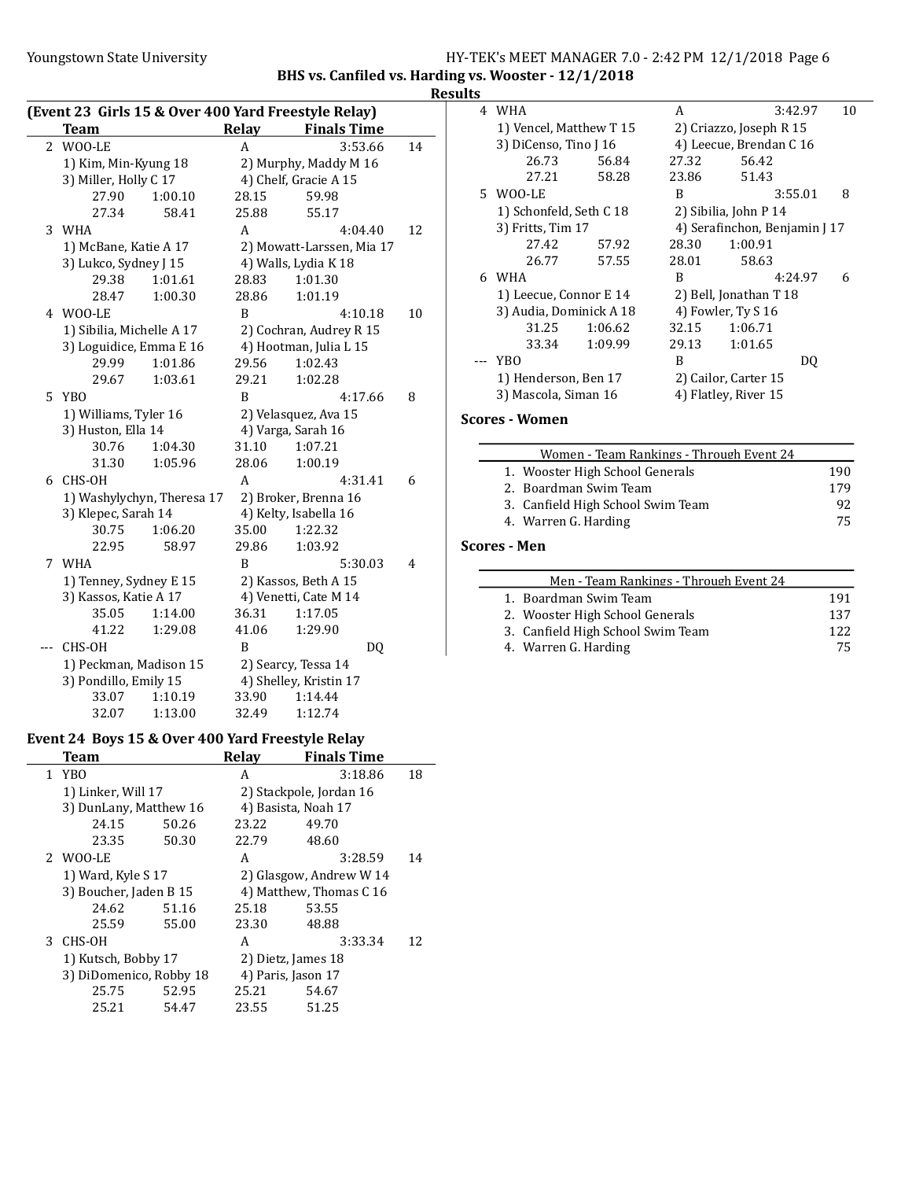## BHS vs. Canfiled vs. Harding vs. Wooster - 12/1/2018

### Results

### (Event 23 Girls 15 & Over 400 Yard Freestyle Relay)

| | Team | Relay | Finals Time | |
|---|---|---|---|---|
| 2 | WOO-LE | A | 3:53.66 | 14 |
| | 1) Kim, Min-Kyung 18 | 2) Murphy, Maddy M 16 | | |
| | 3) Miller, Holly C 17 | 4) Chelf, Gracie A 15 | | |
| | 27.90 1:00.10 | 28.15 59.98 | | |
| | 27.34 58.41 | 25.88 55.17 | | |
| 3 | WHA | A | 4:04.40 | 12 |
| | 1) McBane, Katie A 17 | 2) Mowatt-Larssen, Mia 17 | | |
| | 3) Lukco, Sydney J 15 | 4) Walls, Lydia K 18 | | |
| | 29.38 1:01.61 | 28.83 1:01.30 | | |
| | 28.47 1:00.30 | 28.86 1:01.19 | | |
| 4 | WOO-LE | B | 4:10.18 | 10 |
| | 1) Sibilia, Michelle A 17 | 2) Cochran, Audrey R 15 | | |
| | 3) Loguidice, Emma E 16 | 4) Hootman, Julia L 15 | | |
| | 29.99 1:01.86 | 29.56 1:02.43 | | |
| | 29.67 1:03.61 | 29.21 1:02.28 | | |
| 5 | YBO | B | 4:17.66 | 8 |
| | 1) Williams, Tyler 16 | 2) Velasquez, Ava 15 | | |
| | 3) Huston, Ella 14 | 4) Varga, Sarah 16 | | |
| | 30.76 1:04.30 | 31.10 1:07.21 | | |
| | 31.30 1:05.96 | 28.06 1:00.19 | | |
| 6 | CHS-OH | A | 4:31.41 | 6 |
| | 1) Washylychyn, Theresa 17 | 2) Broker, Brenna 16 | | |
| | 3) Klepec, Sarah 14 | 4) Kelty, Isabella 16 | | |
| | 30.75 1:06.20 | 35.00 1:22.32 | | |
| | 22.95 58.97 | 29.86 1:03.92 | | |
| 7 | WHA | B | 5:30.03 | 4 |
| | 1) Tenney, Sydney E 15 | 2) Kassos, Beth A 15 | | |
| | 3) Kassos, Katie A 17 | 4) Venetti, Cate M 14 | | |
| | 35.05 1:14.00 | 36.31 1:17.05 | | |
| | 41.22 1:29.08 | 41.06 1:29.90 | | |
| --- | CHS-OH | B | DQ | |
| | 1) Peckman, Madison 15 | 2) Searcy, Tessa 14 | | |
| | 3) Pondillo, Emily 15 | 4) Shelley, Kristin 17 | | |
| | 33.07 1:10.19 | 33.90 1:14.44 | | |
| | 32.07 1:13.00 | 32.49 1:12.74 | | |

### Event 24 Boys 15 & Over 400 Yard Freestyle Relay

| | Team | Relay | Finals Time | |
|---|---|---|---|---|
| 1 | YBO | A | 3:18.86 | 18 |
| | 1) Linker, Will 17 | 2) Stackpole, Jordan 16 | | |
| | 3) DunLany, Matthew 16 | 4) Basista, Noah 17 | | |
| | 24.15 50.26 | 23.22 49.70 | | |
| | 23.35 50.30 | 22.79 48.60 | | |
| 2 | WOO-LE | A | 3:28.59 | 14 |
| | 1) Ward, Kyle S 17 | 2) Glasgow, Andrew W 14 | | |
| | 3) Boucher, Jaden B 15 | 4) Matthew, Thomas C 16 | | |
| | 24.62 51.16 | 25.18 53.55 | | |
| | 25.59 55.00 | 23.30 48.88 | | |
| 3 | CHS-OH | A | 3:33.34 | 12 |
| | 1) Kutsch, Bobby 17 | 2) Dietz, James 18 | | |
| | 3) DiDomenico, Robby 18 | 4) Paris, Jason 17 | | |
| | 25.75 52.95 | 25.21 54.67 | | |
| | 25.21 54.47 | 23.55 51.25 | | |
| 4 | WHA | A | 3:42.97 | 10 |
| | 1) Vencel, Matthew T 15 | 2) Criazzo, Joseph R 15 | | |
| | 3) DiCenso, Tino J 16 | 4) Leecue, Brendan C 16 | | |
| | 26.73 56.84 | 27.32 56.42 | | |
| | 27.21 58.28 | 23.86 51.43 | | |
| 5 | WOO-LE | B | 3:55.01 | 8 |
| | 1) Schonfeld, Seth C 18 | 2) Sibilia, John P 14 | | |
| | 3) Fritts, Tim 17 | 4) Serafinchon, Benjamin J 17 | | |
| | 27.42 57.92 | 28.30 1:00.91 | | |
| | 26.77 57.55 | 28.01 58.63 | | |
| 6 | WHA | B | 4:24.97 | 6 |
| | 1) Leecue, Connor E 14 | 2) Bell, Jonathan T 18 | | |
| | 3) Audia, Dominick A 18 | 4) Fowler, Ty S 16 | | |
| | 31.25 1:06.62 | 32.15 1:06.71 | | |
| | 33.34 1:09.99 | 29.13 1:01.65 | | |
| --- | YBO | B | DQ | |
| | 1) Henderson, Ben 17 | 2) Cailor, Carter 15 | | |
| | 3) Mascola, Siman 16 | 4) Flatley, River 15 | | |

### Scores - Women

| Women - Team Rankings - Through Event 24 | |
|---|---|
| 1. Wooster High School Generals | 190 |
| 2. Boardman Swim Team | 179 |
| 3. Canfield High School Swim Team | 92 |
| 4. Warren G. Harding | 75 |

### Scores - Men

| Men - Team Rankings - Through Event 24 | |
|---|---|
| 1. Boardman Swim Team | 191 |
| 2. Wooster High School Generals | 137 |
| 3. Canfield High School Swim Team | 122 |
| 4. Warren G. Harding | 75 |